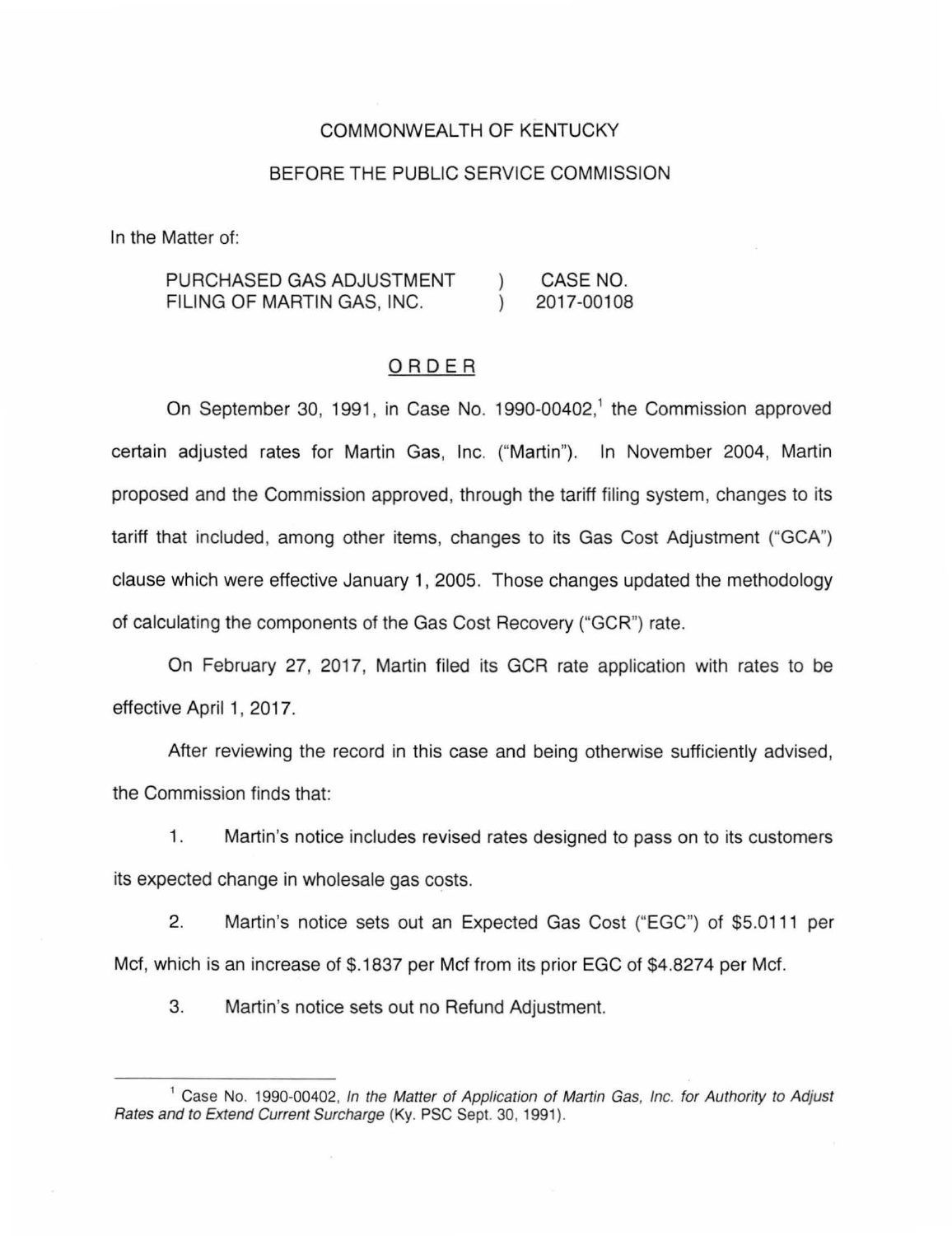COMMONWEALTH OF KENTUCKY

BEFORE THE PUBLIC SERVICE COMMISSION

In the Matter of:

| | | |
|---|---|---|
| PURCHASED GAS ADJUSTMENT FILING OF MARTIN GAS, INC. | ) ) | CASE NO. 2017-00108 |

## ORDER

On September 30, 1991, in Case No. 1990-00402,[1] the Commission approved certain adjusted rates for Martin Gas, Inc. ("Martin"). In November 2004, Martin proposed and the Commission approved, through the tariff filing system, changes to its tariff that included, among other items, changes to its Gas Cost Adjustment ("GCA") clause which were effective January 1, 2005. Those changes updated the methodology of calculating the components of the Gas Cost Recovery ("GCR") rate.

On February 27, 2017, Martin filed its GCR rate application with rates to be effective April 1, 2017.

After reviewing the record in this case and being otherwise sufficiently advised, the Commission finds that:

1. Martin's notice includes revised rates designed to pass on to its customers its expected change in wholesale gas costs.

2. Martin's notice sets out an Expected Gas Cost ("EGC") of $5.0111 per Mcf, which is an increase of $.1837 per Mcf from its prior EGC of $4.8274 per Mcf.

3. Martin's notice sets out no Refund Adjustment.

---

[1] Case No. 1990-00402, *In the Matter of Application of Martin Gas, Inc. for Authority to Adjust Rates and to Extend Current Surcharge* (Ky. PSC Sept. 30, 1991).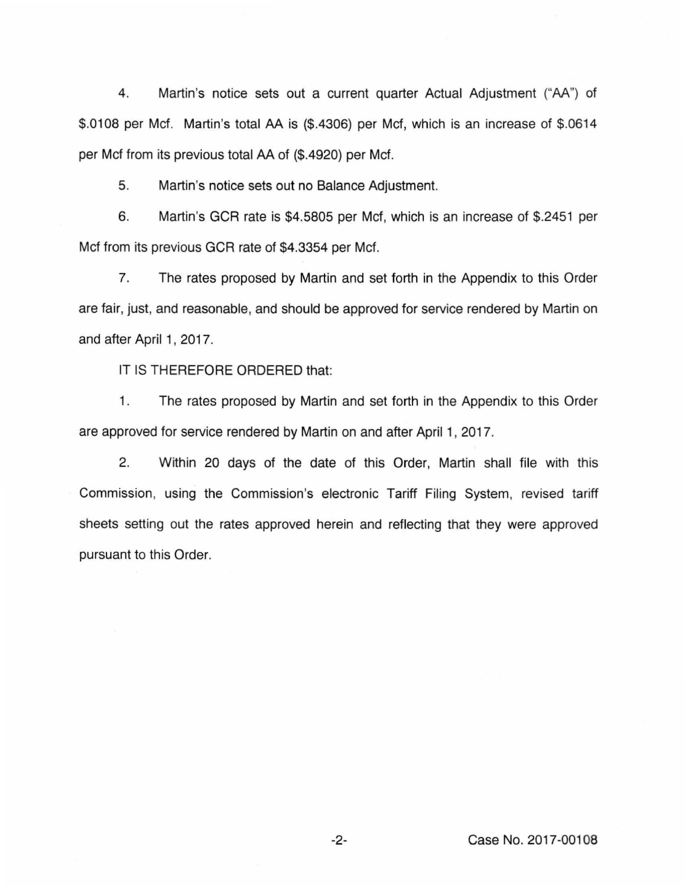4. Martin's notice sets out a current quarter Actual Adjustment ("AA") of $.0108 per Mcf. Martin's total AA is ($.4306) per Mcf, which is an increase of $.0614 per Mcf from its previous total AA of ($.4920) per Mcf.

5. Martin's notice sets out no Balance Adjustment.

6. Martin's GCR rate is $4.5805 per Mcf, which is an increase of $.2451 per Mcf from its previous GCR rate of $4.3354 per Mcf.

7. The rates proposed by Martin and set forth in the Appendix to this Order are fair, just, and reasonable, and should be approved for service rendered by Martin on and after April 1, 2017.

IT IS THEREFORE ORDERED that:

1. The rates proposed by Martin and set forth in the Appendix to this Order are approved for service rendered by Martin on and after April 1, 2017.

2. Within 20 days of the date of this Order, Martin shall file with this Commission, using the Commission's electronic Tariff Filing System, revised tariff sheets setting out the rates approved herein and reflecting that they were approved pursuant to this Order.

Case No. 2017-00108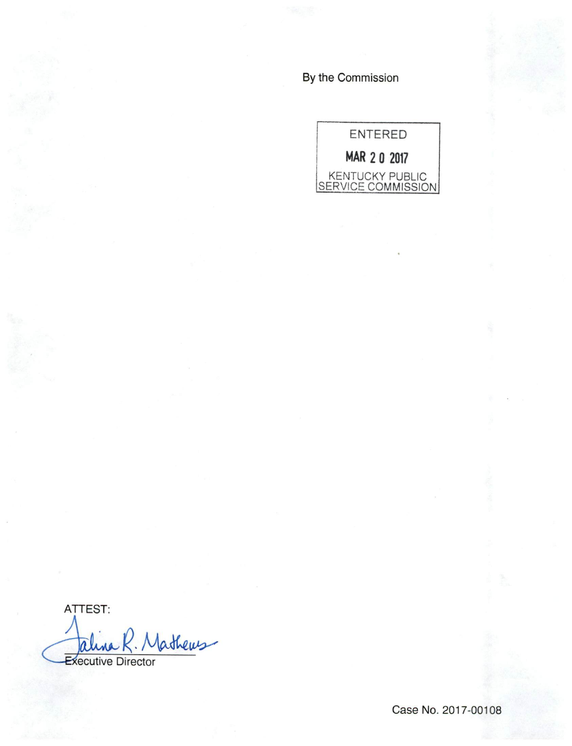By the Commission

ENTERED

MAR 20 2017

KENTUCKY PUBLIC
SERVICE COMMISSION

ATTEST:

Talina R. Mathews

Executive Director

Case No. 2017-00108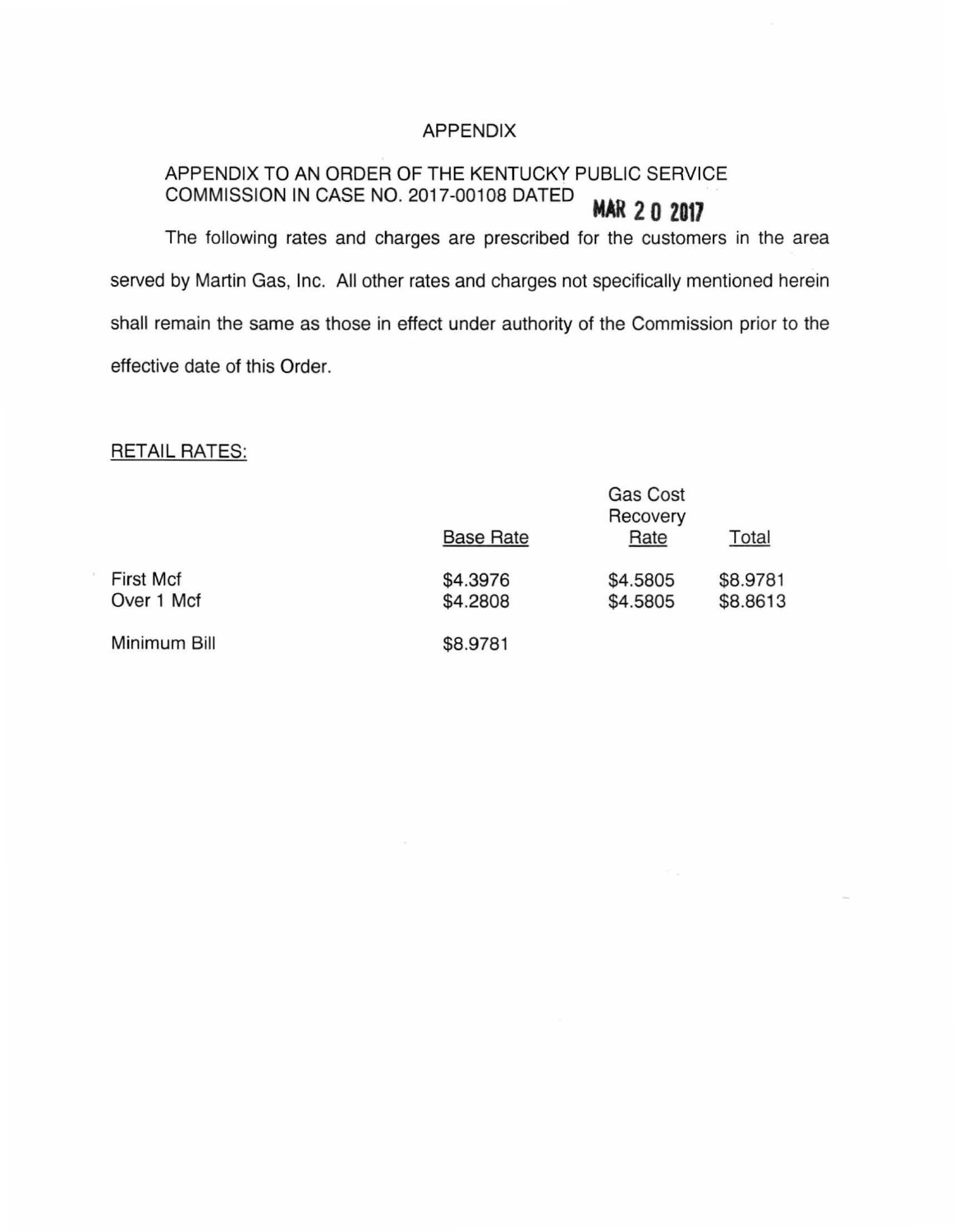# APPENDIX

APPENDIX TO AN ORDER OF THE KENTUCKY PUBLIC SERVICE COMMISSION IN CASE NO. 2017-00108 DATED **MAR 20 2017**

The following rates and charges are prescribed for the customers in the area served by Martin Gas, Inc. All other rates and charges not specifically mentioned herein shall remain the same as those in effect under authority of the Commission prior to the effective date of this Order.

RETAIL RATES:

| | Base Rate | Gas Cost Recovery Rate | Total |
|---|---|---|---|
| First Mcf | $4.3976 | $4.5805 | $8.9781 |
| Over 1 Mcf | $4.2808 | $4.5805 | $8.8613 |
| Minimum Bill | $8.9781 | | |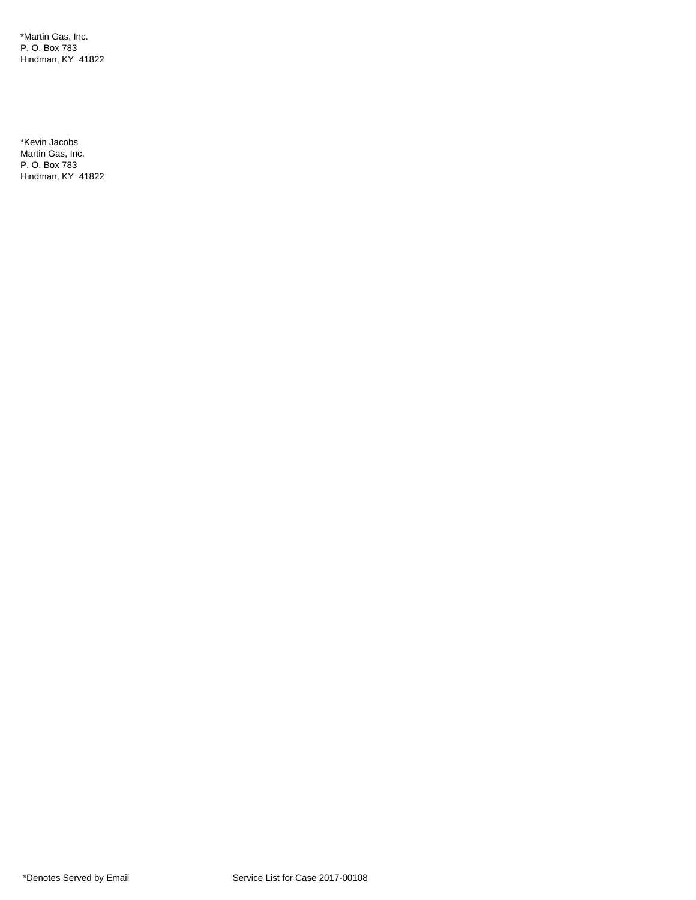*Martin Gas, Inc.
P. O. Box 783
Hindman, KY  41822

*Kevin Jacobs
Martin Gas, Inc.
P. O. Box 783
Hindman, KY  41822